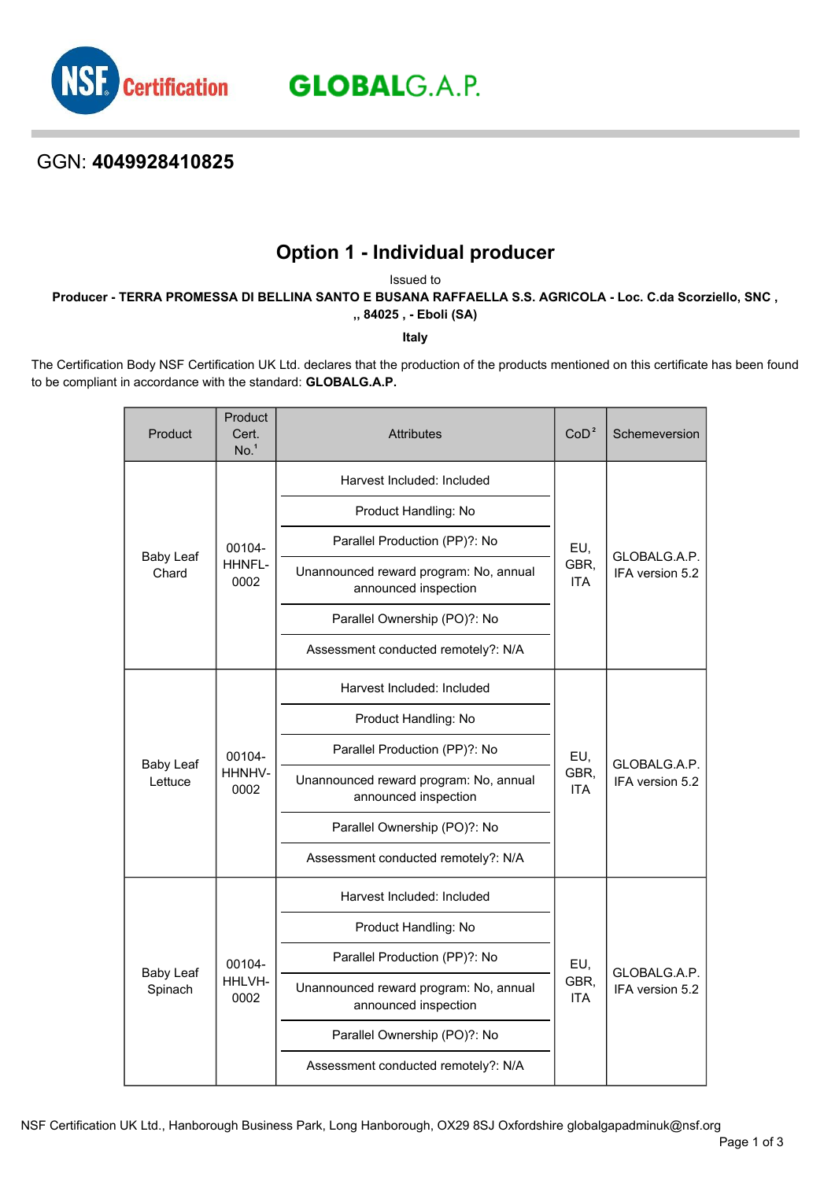NSF Certification GLOBALG.A.P.

GGN: **4049928410825**

# Option 1 - Individual producer

Issued to

**Producer - TERRA PROMESSA DI BELLINA SANTO E BUSANA RAFFAELLA S.S. AGRICOLA - Loc. C.da Scorziello, SNC , ,, 84025 , - Eboli (SA)**

**Italy**

The Certification Body NSF Certification UK Ltd. declares that the production of the products mentioned on this certificate has been found to be compliant in accordance with the standard: **GLOBALG.A.P.**

| Product | Product Cert. No.[1] | Attributes | CoD[2] | Schemeversion |
|---|---|---|---|---|
| Baby Leaf Chard | 00104-HHNFL-0002 | Harvest Included: Included<br>Product Handling: No<br>Parallel Production (PP)?: No<br>Unannounced reward program: No, annual announced inspection<br>Parallel Ownership (PO)?: No<br>Assessment conducted remotely?: N/A | EU, GBR, ITA | GLOBALG.A.P. IFA version 5.2 |
| Baby Leaf Lettuce | 00104-HHNHV-0002 | Harvest Included: Included<br>Product Handling: No<br>Parallel Production (PP)?: No<br>Unannounced reward program: No, annual announced inspection<br>Parallel Ownership (PO)?: No<br>Assessment conducted remotely?: N/A | EU, GBR, ITA | GLOBALG.A.P. IFA version 5.2 |
| Baby Leaf Spinach | 00104-HHLVH-0002 | Harvest Included: Included<br>Product Handling: No<br>Parallel Production (PP)?: No<br>Unannounced reward program: No, annual announced inspection<br>Parallel Ownership (PO)?: No<br>Assessment conducted remotely?: N/A | EU, GBR, ITA | GLOBALG.A.P. IFA version 5.2 |

NSF Certification UK Ltd., Hanborough Business Park, Long Hanborough, OX29 8SJ Oxfordshire globalgapadminuk@nsf.org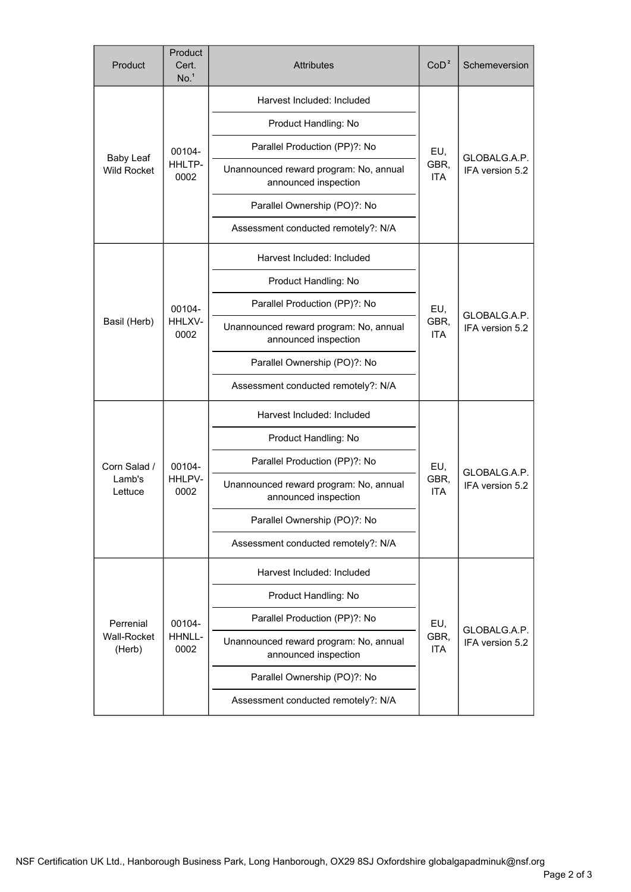| Product | Product Cert. No.[1] | Attributes | CoD[2] | Schemeversion |
|---|---|---|---|---|
| Baby Leaf Wild Rocket | 00104-HHLTP-0002 | Harvest Included: Included<br>Product Handling: No<br>Parallel Production (PP)?: No<br>Unannounced reward program: No, annual announced inspection<br>Parallel Ownership (PO)?: No<br>Assessment conducted remotely?: N/A | EU, GBR, ITA | GLOBALG.A.P. IFA version 5.2 |
| Basil (Herb) | 00104-HHLXV-0002 | Harvest Included: Included<br>Product Handling: No<br>Parallel Production (PP)?: No<br>Unannounced reward program: No, annual announced inspection<br>Parallel Ownership (PO)?: No<br>Assessment conducted remotely?: N/A | EU, GBR, ITA | GLOBALG.A.P. IFA version 5.2 |
| Corn Salad / Lamb's Lettuce | 00104-HHLPV-0002 | Harvest Included: Included<br>Product Handling: No<br>Parallel Production (PP)?: No<br>Unannounced reward program: No, annual announced inspection<br>Parallel Ownership (PO)?: No<br>Assessment conducted remotely?: N/A | EU, GBR, ITA | GLOBALG.A.P. IFA version 5.2 |
| Perrenial Wall-Rocket (Herb) | 00104-HHNLL-0002 | Harvest Included: Included<br>Product Handling: No<br>Parallel Production (PP)?: No<br>Unannounced reward program: No, annual announced inspection<br>Parallel Ownership (PO)?: No<br>Assessment conducted remotely?: N/A | EU, GBR, ITA | GLOBALG.A.P. IFA version 5.2 |

NSF Certification UK Ltd., Hanborough Business Park, Long Hanborough, OX29 8SJ Oxfordshire globalgapadminuk@nsf.org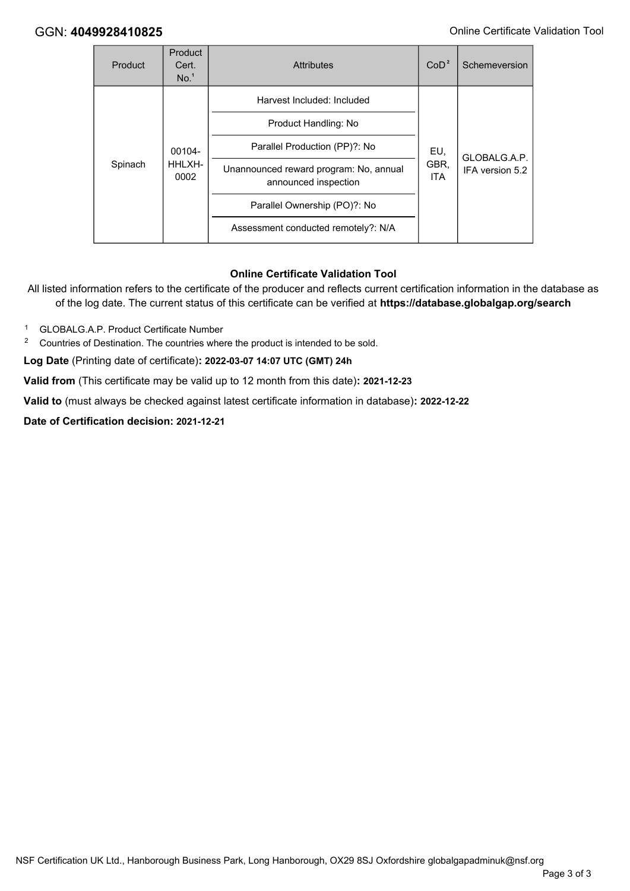GGN: **4049928410825**

| Product | Product Cert. No.[1] | Attributes | CoD[2] | Schemeversion |
|---|---|---|---|---|
| Spinach | 00104-HHLXH-0002 | Harvest Included: Included | EU, GBR, ITA | GLOBALG.A.P. IFA version 5.2 |
| | | Product Handling: No | | |
| | | Parallel Production (PP)?: No | | |
| | | Unannounced reward program: No, annual announced inspection | | |
| | | Parallel Ownership (PO)?: No | | |
| | | Assessment conducted remotely?: N/A | | |

**Online Certificate Validation Tool**

All listed information refers to the certificate of the producer and reflects current certification information in the database as of the log date. The current status of this certificate can be verified at **https://database.globalgap.org/search**

[1] GLOBALG.A.P. Product Certificate Number

[2] Countries of Destination. The countries where the product is intended to be sold.

**Log Date** (Printing date of certificate)**: 2022-03-07 14:07 UTC (GMT) 24h**

**Valid from** (This certificate may be valid up to 12 month from this date)**: 2021-12-23**

**Valid to** (must always be checked against latest certificate information in database)**: 2022-12-22**

**Date of Certification decision: 2021-12-21**

NSF Certification UK Ltd., Hanborough Business Park, Long Hanborough, OX29 8SJ Oxfordshire globalgapadminuk@nsf.org